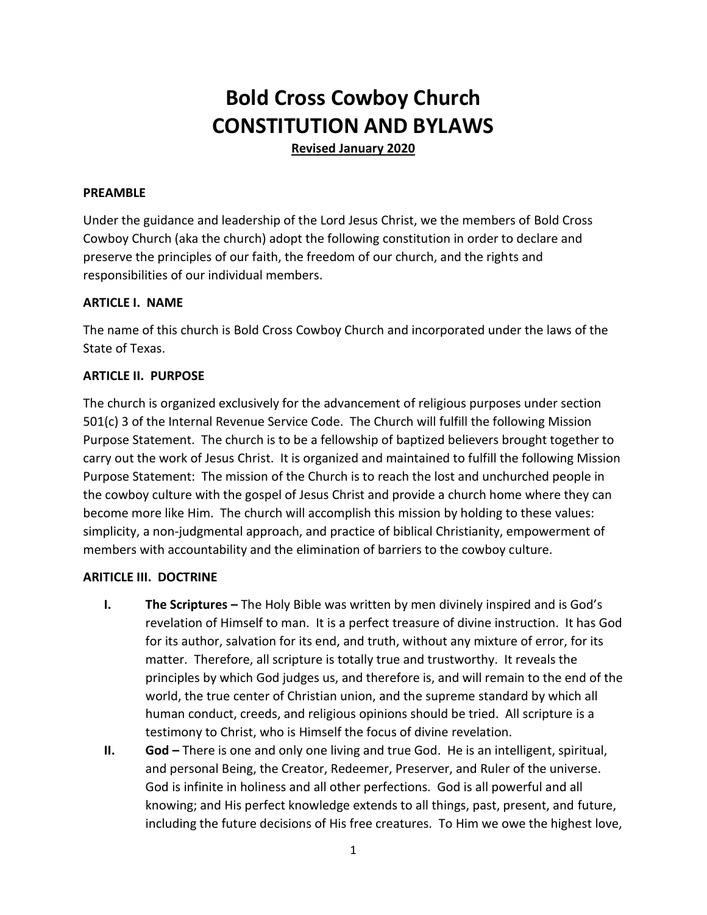# Bold Cross Cowboy Church
# CONSTITUTION AND BYLAWS

**Revised January 2020**

**PREAMBLE**

Under the guidance and leadership of the Lord Jesus Christ, we the members of Bold Cross Cowboy Church (aka the church) adopt the following constitution in order to declare and preserve the principles of our faith, the freedom of our church, and the rights and responsibilities of our individual members.

**ARTICLE I. NAME**

The name of this church is Bold Cross Cowboy Church and incorporated under the laws of the State of Texas.

**ARTICLE II. PURPOSE**

The church is organized exclusively for the advancement of religious purposes under section 501(c) 3 of the Internal Revenue Service Code. The Church will fulfill the following Mission Purpose Statement. The church is to be a fellowship of baptized believers brought together to carry out the work of Jesus Christ. It is organized and maintained to fulfill the following Mission Purpose Statement: The mission of the Church is to reach the lost and unchurched people in the cowboy culture with the gospel of Jesus Christ and provide a church home where they can become more like Him. The church will accomplish this mission by holding to these values: simplicity, a non-judgmental approach, and practice of biblical Christianity, empowerment of members with accountability and the elimination of barriers to the cowboy culture.

**ARITICLE III. DOCTRINE**

- **I. The Scriptures –** The Holy Bible was written by men divinely inspired and is God's revelation of Himself to man. It is a perfect treasure of divine instruction. It has God for its author, salvation for its end, and truth, without any mixture of error, for its matter. Therefore, all scripture is totally true and trustworthy. It reveals the principles by which God judges us, and therefore is, and will remain to the end of the world, the true center of Christian union, and the supreme standard by which all human conduct, creeds, and religious opinions should be tried. All scripture is a testimony to Christ, who is Himself the focus of divine revelation.
- **II. God –** There is one and only one living and true God. He is an intelligent, spiritual, and personal Being, the Creator, Redeemer, Preserver, and Ruler of the universe. God is infinite in holiness and all other perfections. God is all powerful and all knowing; and His perfect knowledge extends to all things, past, present, and future, including the future decisions of His free creatures. To Him we owe the highest love,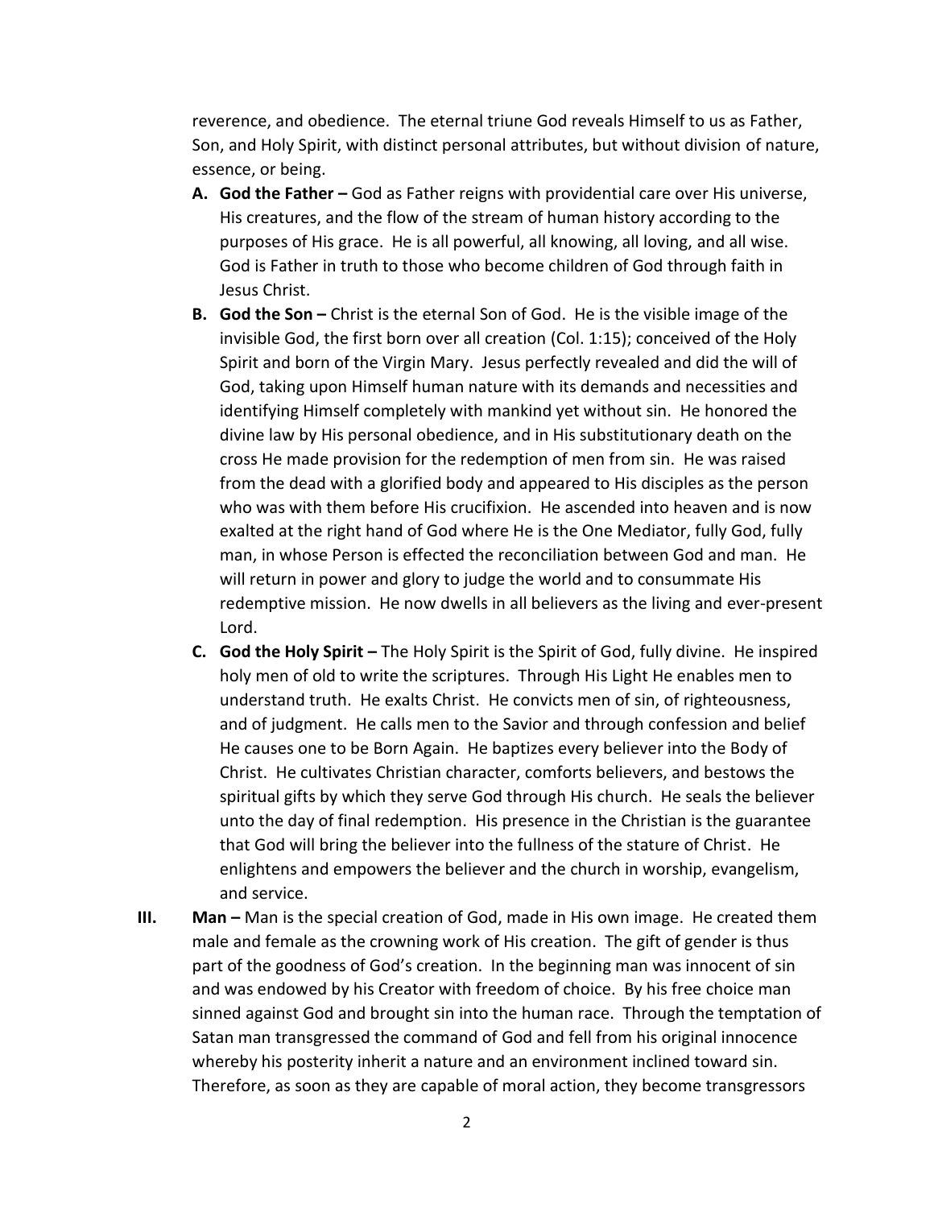reverence, and obedience. The eternal triune God reveals Himself to us as Father, Son, and Holy Spirit, with distinct personal attributes, but without division of nature, essence, or being.

**A. God the Father –** God as Father reigns with providential care over His universe, His creatures, and the flow of the stream of human history according to the purposes of His grace. He is all powerful, all knowing, all loving, and all wise. God is Father in truth to those who become children of God through faith in Jesus Christ.

**B. God the Son –** Christ is the eternal Son of God. He is the visible image of the invisible God, the first born over all creation (Col. 1:15); conceived of the Holy Spirit and born of the Virgin Mary. Jesus perfectly revealed and did the will of God, taking upon Himself human nature with its demands and necessities and identifying Himself completely with mankind yet without sin. He honored the divine law by His personal obedience, and in His substitutionary death on the cross He made provision for the redemption of men from sin. He was raised from the dead with a glorified body and appeared to His disciples as the person who was with them before His crucifixion. He ascended into heaven and is now exalted at the right hand of God where He is the One Mediator, fully God, fully man, in whose Person is effected the reconciliation between God and man. He will return in power and glory to judge the world and to consummate His redemptive mission. He now dwells in all believers as the living and ever-present Lord.

**C. God the Holy Spirit –** The Holy Spirit is the Spirit of God, fully divine. He inspired holy men of old to write the scriptures. Through His Light He enables men to understand truth. He exalts Christ. He convicts men of sin, of righteousness, and of judgment. He calls men to the Savior and through confession and belief He causes one to be Born Again. He baptizes every believer into the Body of Christ. He cultivates Christian character, comforts believers, and bestows the spiritual gifts by which they serve God through His church. He seals the believer unto the day of final redemption. His presence in the Christian is the guarantee that God will bring the believer into the fullness of the stature of Christ. He enlightens and empowers the believer and the church in worship, evangelism, and service.

**III. Man –** Man is the special creation of God, made in His own image. He created them male and female as the crowning work of His creation. The gift of gender is thus part of the goodness of God's creation. In the beginning man was innocent of sin and was endowed by his Creator with freedom of choice. By his free choice man sinned against God and brought sin into the human race. Through the temptation of Satan man transgressed the command of God and fell from his original innocence whereby his posterity inherit a nature and an environment inclined toward sin. Therefore, as soon as they are capable of moral action, they become transgressors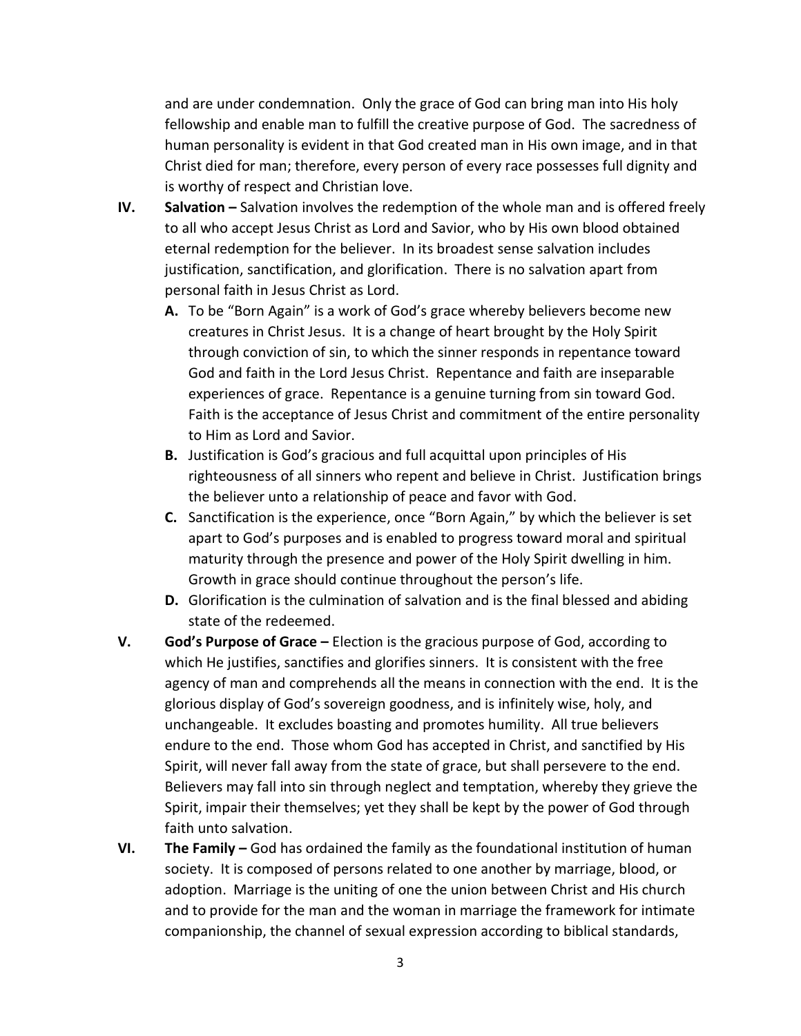and are under condemnation. Only the grace of God can bring man into His holy fellowship and enable man to fulfill the creative purpose of God. The sacredness of human personality is evident in that God created man in His own image, and in that Christ died for man; therefore, every person of every race possesses full dignity and is worthy of respect and Christian love.

**IV. Salvation –** Salvation involves the redemption of the whole man and is offered freely to all who accept Jesus Christ as Lord and Savior, who by His own blood obtained eternal redemption for the believer. In its broadest sense salvation includes justification, sanctification, and glorification. There is no salvation apart from personal faith in Jesus Christ as Lord.

- **A.** To be "Born Again" is a work of God's grace whereby believers become new creatures in Christ Jesus. It is a change of heart brought by the Holy Spirit through conviction of sin, to which the sinner responds in repentance toward God and faith in the Lord Jesus Christ. Repentance and faith are inseparable experiences of grace. Repentance is a genuine turning from sin toward God. Faith is the acceptance of Jesus Christ and commitment of the entire personality to Him as Lord and Savior.
- **B.** Justification is God's gracious and full acquittal upon principles of His righteousness of all sinners who repent and believe in Christ. Justification brings the believer unto a relationship of peace and favor with God.
- **C.** Sanctification is the experience, once "Born Again," by which the believer is set apart to God's purposes and is enabled to progress toward moral and spiritual maturity through the presence and power of the Holy Spirit dwelling in him. Growth in grace should continue throughout the person's life.
- **D.** Glorification is the culmination of salvation and is the final blessed and abiding state of the redeemed.

**V. God's Purpose of Grace –** Election is the gracious purpose of God, according to which He justifies, sanctifies and glorifies sinners. It is consistent with the free agency of man and comprehends all the means in connection with the end. It is the glorious display of God's sovereign goodness, and is infinitely wise, holy, and unchangeable. It excludes boasting and promotes humility. All true believers endure to the end. Those whom God has accepted in Christ, and sanctified by His Spirit, will never fall away from the state of grace, but shall persevere to the end. Believers may fall into sin through neglect and temptation, whereby they grieve the Spirit, impair their themselves; yet they shall be kept by the power of God through faith unto salvation.

**VI. The Family –** God has ordained the family as the foundational institution of human society. It is composed of persons related to one another by marriage, blood, or adoption. Marriage is the uniting of one the union between Christ and His church and to provide for the man and the woman in marriage the framework for intimate companionship, the channel of sexual expression according to biblical standards,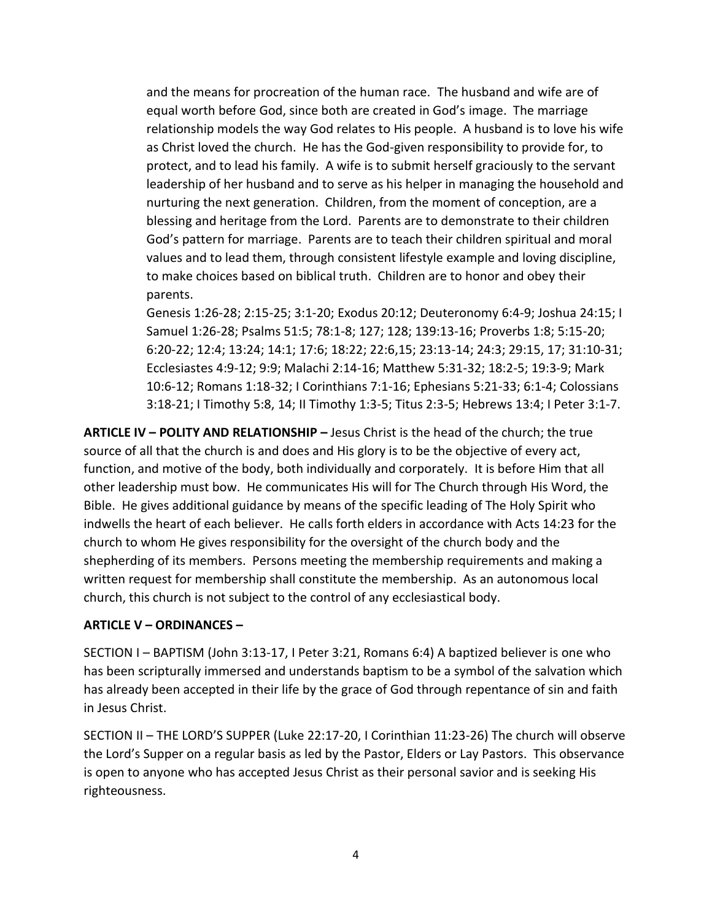and the means for procreation of the human race. The husband and wife are of equal worth before God, since both are created in God's image. The marriage relationship models the way God relates to His people. A husband is to love his wife as Christ loved the church. He has the God-given responsibility to provide for, to protect, and to lead his family. A wife is to submit herself graciously to the servant leadership of her husband and to serve as his helper in managing the household and nurturing the next generation. Children, from the moment of conception, are a blessing and heritage from the Lord. Parents are to demonstrate to their children God's pattern for marriage. Parents are to teach their children spiritual and moral values and to lead them, through consistent lifestyle example and loving discipline, to make choices based on biblical truth. Children are to honor and obey their parents.

Genesis 1:26-28; 2:15-25; 3:1-20; Exodus 20:12; Deuteronomy 6:4-9; Joshua 24:15; I Samuel 1:26-28; Psalms 51:5; 78:1-8; 127; 128; 139:13-16; Proverbs 1:8; 5:15-20; 6:20-22; 12:4; 13:24; 14:1; 17:6; 18:22; 22:6,15; 23:13-14; 24:3; 29:15, 17; 31:10-31; Ecclesiastes 4:9-12; 9:9; Malachi 2:14-16; Matthew 5:31-32; 18:2-5; 19:3-9; Mark 10:6-12; Romans 1:18-32; I Corinthians 7:1-16; Ephesians 5:21-33; 6:1-4; Colossians 3:18-21; I Timothy 5:8, 14; II Timothy 1:3-5; Titus 2:3-5; Hebrews 13:4; I Peter 3:1-7.

**ARTICLE IV – POLITY AND RELATIONSHIP –** Jesus Christ is the head of the church; the true source of all that the church is and does and His glory is to be the objective of every act, function, and motive of the body, both individually and corporately. It is before Him that all other leadership must bow. He communicates His will for The Church through His Word, the Bible. He gives additional guidance by means of the specific leading of The Holy Spirit who indwells the heart of each believer. He calls forth elders in accordance with Acts 14:23 for the church to whom He gives responsibility for the oversight of the church body and the shepherding of its members. Persons meeting the membership requirements and making a written request for membership shall constitute the membership. As an autonomous local church, this church is not subject to the control of any ecclesiastical body.

**ARTICLE V – ORDINANCES –**

SECTION I – BAPTISM (John 3:13-17, I Peter 3:21, Romans 6:4) A baptized believer is one who has been scripturally immersed and understands baptism to be a symbol of the salvation which has already been accepted in their life by the grace of God through repentance of sin and faith in Jesus Christ.

SECTION II – THE LORD'S SUPPER (Luke 22:17-20, I Corinthian 11:23-26) The church will observe the Lord's Supper on a regular basis as led by the Pastor, Elders or Lay Pastors. This observance is open to anyone who has accepted Jesus Christ as their personal savior and is seeking His righteousness.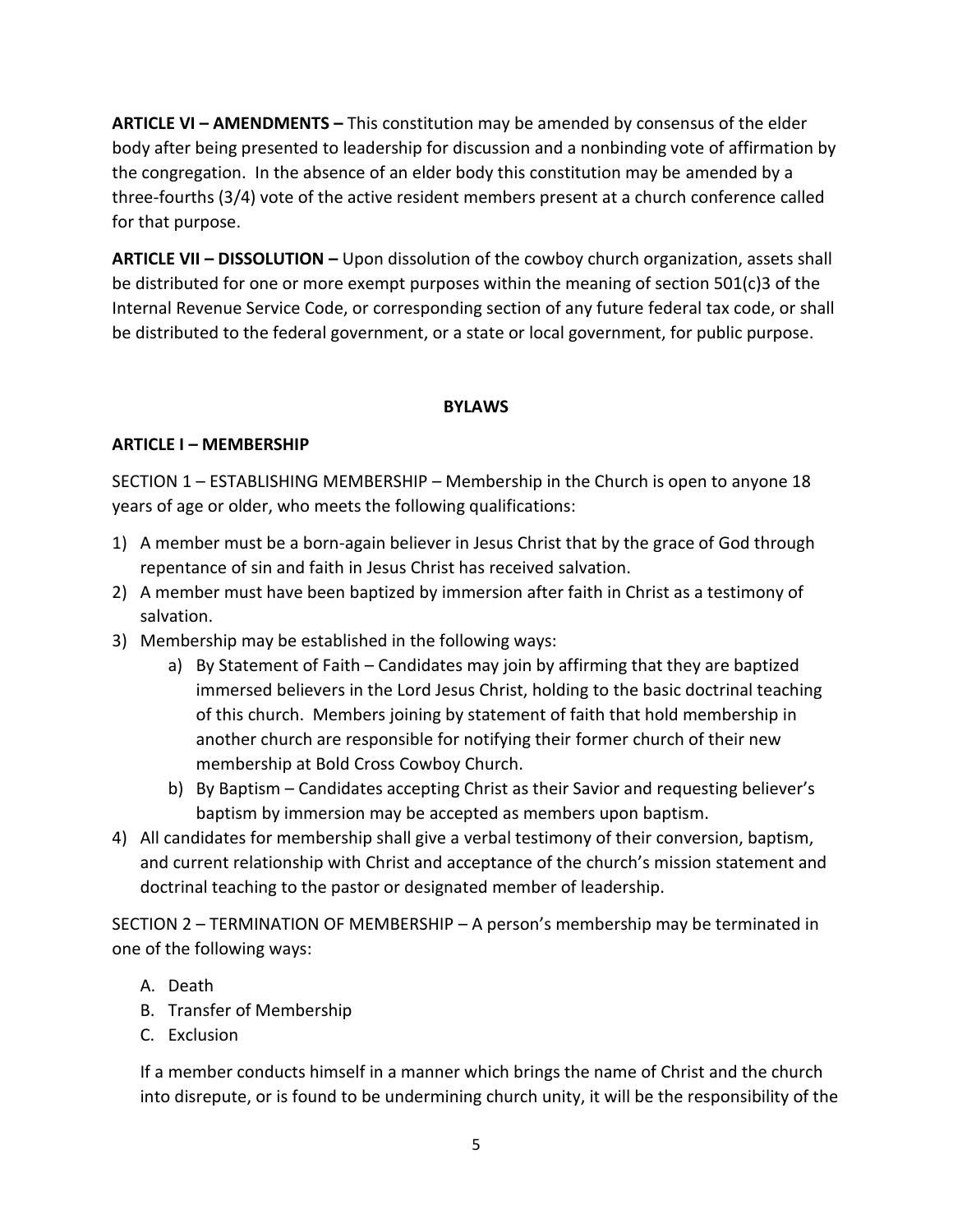**ARTICLE VI – AMENDMENTS –** This constitution may be amended by consensus of the elder body after being presented to leadership for discussion and a nonbinding vote of affirmation by the congregation. In the absence of an elder body this constitution may be amended by a three-fourths (3/4) vote of the active resident members present at a church conference called for that purpose.

**ARTICLE VII – DISSOLUTION –** Upon dissolution of the cowboy church organization, assets shall be distributed for one or more exempt purposes within the meaning of section 501(c)3 of the Internal Revenue Service Code, or corresponding section of any future federal tax code, or shall be distributed to the federal government, or a state or local government, for public purpose.

## BYLAWS

### ARTICLE I – MEMBERSHIP

SECTION 1 – ESTABLISHING MEMBERSHIP – Membership in the Church is open to anyone 18 years of age or older, who meets the following qualifications:

1) A member must be a born-again believer in Jesus Christ that by the grace of God through repentance of sin and faith in Jesus Christ has received salvation.
2) A member must have been baptized by immersion after faith in Christ as a testimony of salvation.
3) Membership may be established in the following ways:
   a) By Statement of Faith – Candidates may join by affirming that they are baptized immersed believers in the Lord Jesus Christ, holding to the basic doctrinal teaching of this church. Members joining by statement of faith that hold membership in another church are responsible for notifying their former church of their new membership at Bold Cross Cowboy Church.
   b) By Baptism – Candidates accepting Christ as their Savior and requesting believer's baptism by immersion may be accepted as members upon baptism.
4) All candidates for membership shall give a verbal testimony of their conversion, baptism, and current relationship with Christ and acceptance of the church's mission statement and doctrinal teaching to the pastor or designated member of leadership.

SECTION 2 – TERMINATION OF MEMBERSHIP – A person's membership may be terminated in one of the following ways:

A. Death
B. Transfer of Membership
C. Exclusion

If a member conducts himself in a manner which brings the name of Christ and the church into disrepute, or is found to be undermining church unity, it will be the responsibility of the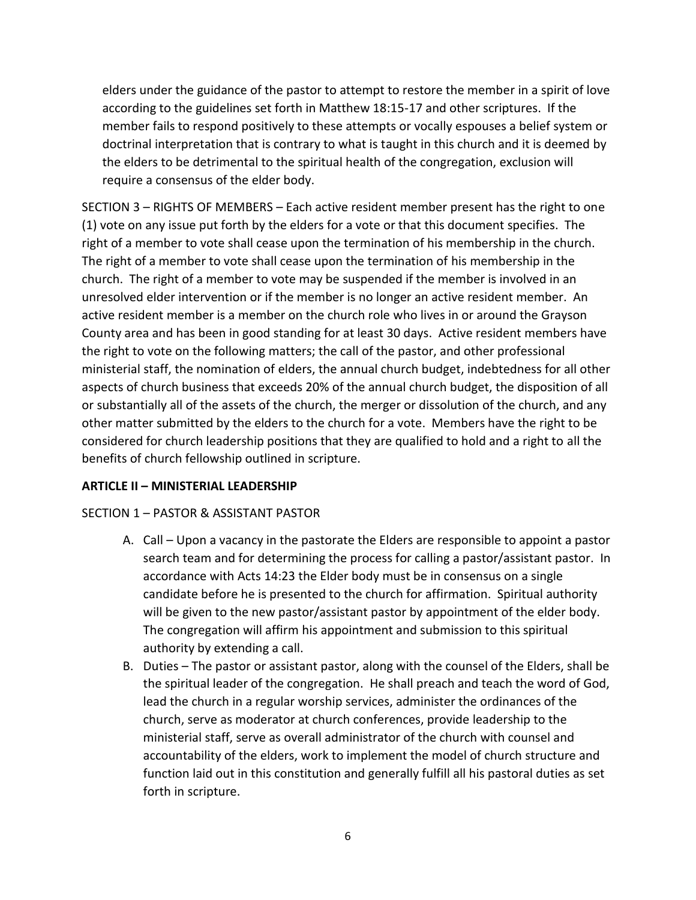elders under the guidance of the pastor to attempt to restore the member in a spirit of love according to the guidelines set forth in Matthew 18:15-17 and other scriptures. If the member fails to respond positively to these attempts or vocally espouses a belief system or doctrinal interpretation that is contrary to what is taught in this church and it is deemed by the elders to be detrimental to the spiritual health of the congregation, exclusion will require a consensus of the elder body.

SECTION 3 – RIGHTS OF MEMBERS – Each active resident member present has the right to one (1) vote on any issue put forth by the elders for a vote or that this document specifies. The right of a member to vote shall cease upon the termination of his membership in the church. The right of a member to vote shall cease upon the termination of his membership in the church. The right of a member to vote may be suspended if the member is involved in an unresolved elder intervention or if the member is no longer an active resident member. An active resident member is a member on the church role who lives in or around the Grayson County area and has been in good standing for at least 30 days. Active resident members have the right to vote on the following matters; the call of the pastor, and other professional ministerial staff, the nomination of elders, the annual church budget, indebtedness for all other aspects of church business that exceeds 20% of the annual church budget, the disposition of all or substantially all of the assets of the church, the merger or dissolution of the church, and any other matter submitted by the elders to the church for a vote. Members have the right to be considered for church leadership positions that they are qualified to hold and a right to all the benefits of church fellowship outlined in scripture.

**ARTICLE II – MINISTERIAL LEADERSHIP**

SECTION 1 – PASTOR & ASSISTANT PASTOR

A. Call – Upon a vacancy in the pastorate the Elders are responsible to appoint a pastor search team and for determining the process for calling a pastor/assistant pastor. In accordance with Acts 14:23 the Elder body must be in consensus on a single candidate before he is presented to the church for affirmation. Spiritual authority will be given to the new pastor/assistant pastor by appointment of the elder body. The congregation will affirm his appointment and submission to this spiritual authority by extending a call.
B. Duties – The pastor or assistant pastor, along with the counsel of the Elders, shall be the spiritual leader of the congregation. He shall preach and teach the word of God, lead the church in a regular worship services, administer the ordinances of the church, serve as moderator at church conferences, provide leadership to the ministerial staff, serve as overall administrator of the church with counsel and accountability of the elders, work to implement the model of church structure and function laid out in this constitution and generally fulfill all his pastoral duties as set forth in scripture.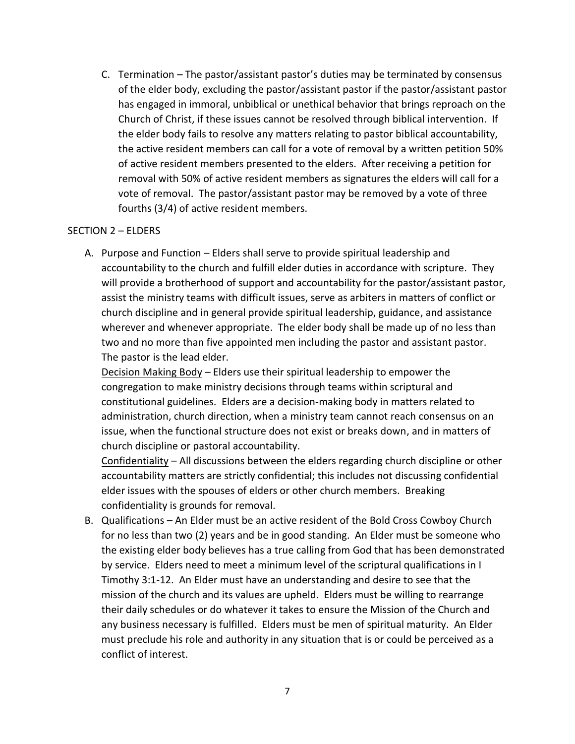C. Termination – The pastor/assistant pastor's duties may be terminated by consensus of the elder body, excluding the pastor/assistant pastor if the pastor/assistant pastor has engaged in immoral, unbiblical or unethical behavior that brings reproach on the Church of Christ, if these issues cannot be resolved through biblical intervention. If the elder body fails to resolve any matters relating to pastor biblical accountability, the active resident members can call for a vote of removal by a written petition 50% of active resident members presented to the elders. After receiving a petition for removal with 50% of active resident members as signatures the elders will call for a vote of removal. The pastor/assistant pastor may be removed by a vote of three fourths (3/4) of active resident members.

SECTION 2 – ELDERS

A. Purpose and Function – Elders shall serve to provide spiritual leadership and accountability to the church and fulfill elder duties in accordance with scripture. They will provide a brotherhood of support and accountability for the pastor/assistant pastor, assist the ministry teams with difficult issues, serve as arbiters in matters of conflict or church discipline and in general provide spiritual leadership, guidance, and assistance wherever and whenever appropriate. The elder body shall be made up of no less than two and no more than five appointed men including the pastor and assistant pastor. The pastor is the lead elder.
   <u>Decision Making Body</u> – Elders use their spiritual leadership to empower the congregation to make ministry decisions through teams within scriptural and constitutional guidelines. Elders are a decision-making body in matters related to administration, church direction, when a ministry team cannot reach consensus on an issue, when the functional structure does not exist or breaks down, and in matters of church discipline or pastoral accountability.
   <u>Confidentiality</u> – All discussions between the elders regarding church discipline or other accountability matters are strictly confidential; this includes not discussing confidential elder issues with the spouses of elders or other church members. Breaking confidentiality is grounds for removal.

B. Qualifications – An Elder must be an active resident of the Bold Cross Cowboy Church for no less than two (2) years and be in good standing. An Elder must be someone who the existing elder body believes has a true calling from God that has been demonstrated by service. Elders need to meet a minimum level of the scriptural qualifications in I Timothy 3:1-12. An Elder must have an understanding and desire to see that the mission of the church and its values are upheld. Elders must be willing to rearrange their daily schedules or do whatever it takes to ensure the Mission of the Church and any business necessary is fulfilled. Elders must be men of spiritual maturity. An Elder must preclude his role and authority in any situation that is or could be perceived as a conflict of interest.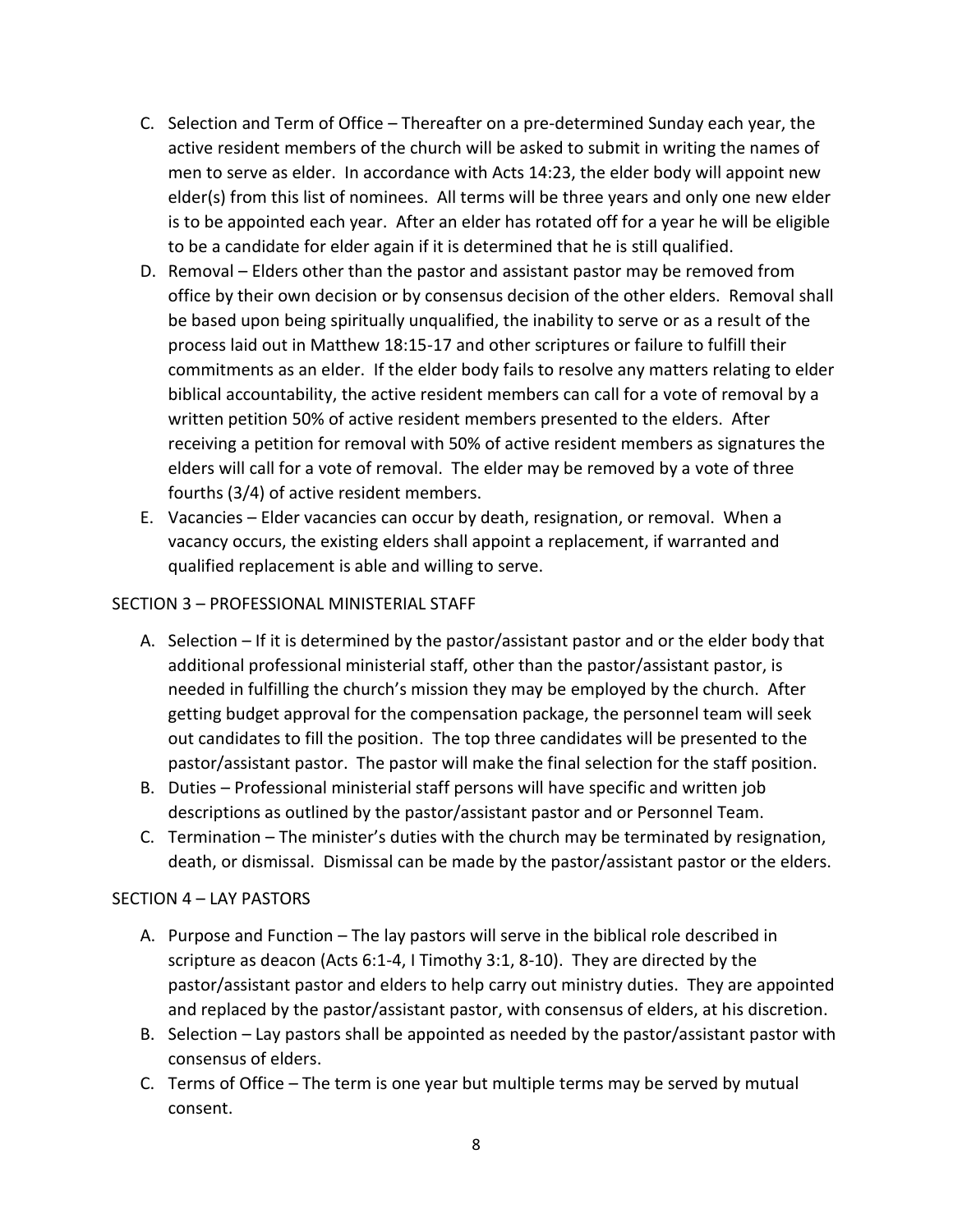C. Selection and Term of Office – Thereafter on a pre-determined Sunday each year, the active resident members of the church will be asked to submit in writing the names of men to serve as elder. In accordance with Acts 14:23, the elder body will appoint new elder(s) from this list of nominees. All terms will be three years and only one new elder is to be appointed each year. After an elder has rotated off for a year he will be eligible to be a candidate for elder again if it is determined that he is still qualified.

D. Removal – Elders other than the pastor and assistant pastor may be removed from office by their own decision or by consensus decision of the other elders. Removal shall be based upon being spiritually unqualified, the inability to serve or as a result of the process laid out in Matthew 18:15-17 and other scriptures or failure to fulfill their commitments as an elder. If the elder body fails to resolve any matters relating to elder biblical accountability, the active resident members can call for a vote of removal by a written petition 50% of active resident members presented to the elders. After receiving a petition for removal with 50% of active resident members as signatures the elders will call for a vote of removal. The elder may be removed by a vote of three fourths (3/4) of active resident members.

E. Vacancies – Elder vacancies can occur by death, resignation, or removal. When a vacancy occurs, the existing elders shall appoint a replacement, if warranted and qualified replacement is able and willing to serve.

SECTION 3 – PROFESSIONAL MINISTERIAL STAFF

A. Selection – If it is determined by the pastor/assistant pastor and or the elder body that additional professional ministerial staff, other than the pastor/assistant pastor, is needed in fulfilling the church's mission they may be employed by the church. After getting budget approval for the compensation package, the personnel team will seek out candidates to fill the position. The top three candidates will be presented to the pastor/assistant pastor. The pastor will make the final selection for the staff position.

B. Duties – Professional ministerial staff persons will have specific and written job descriptions as outlined by the pastor/assistant pastor and or Personnel Team.

C. Termination – The minister's duties with the church may be terminated by resignation, death, or dismissal. Dismissal can be made by the pastor/assistant pastor or the elders.

SECTION 4 – LAY PASTORS

A. Purpose and Function – The lay pastors will serve in the biblical role described in scripture as deacon (Acts 6:1-4, I Timothy 3:1, 8-10). They are directed by the pastor/assistant pastor and elders to help carry out ministry duties. They are appointed and replaced by the pastor/assistant pastor, with consensus of elders, at his discretion.

B. Selection – Lay pastors shall be appointed as needed by the pastor/assistant pastor with consensus of elders.

C. Terms of Office – The term is one year but multiple terms may be served by mutual consent.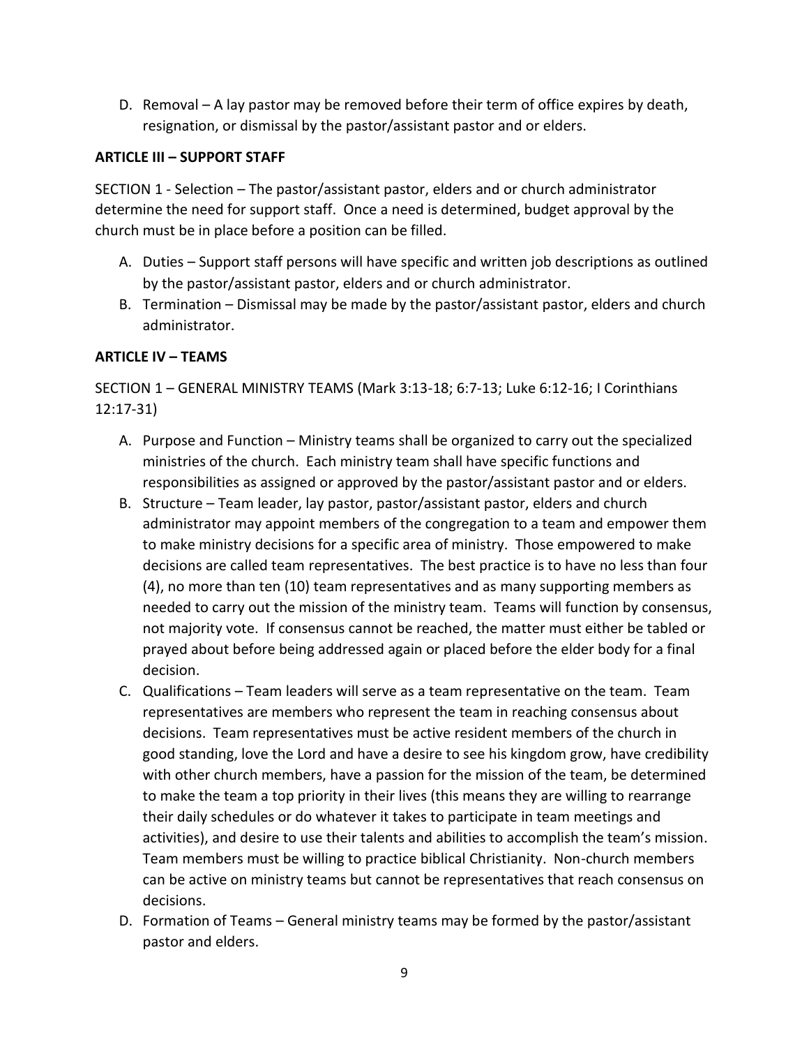D. Removal – A lay pastor may be removed before their term of office expires by death, resignation, or dismissal by the pastor/assistant pastor and or elders.

**ARTICLE III – SUPPORT STAFF**

SECTION 1 - Selection – The pastor/assistant pastor, elders and or church administrator determine the need for support staff. Once a need is determined, budget approval by the church must be in place before a position can be filled.

A. Duties – Support staff persons will have specific and written job descriptions as outlined by the pastor/assistant pastor, elders and or church administrator.
B. Termination – Dismissal may be made by the pastor/assistant pastor, elders and church administrator.

**ARTICLE IV – TEAMS**

SECTION 1 – GENERAL MINISTRY TEAMS (Mark 3:13-18; 6:7-13; Luke 6:12-16; I Corinthians 12:17-31)

A. Purpose and Function – Ministry teams shall be organized to carry out the specialized ministries of the church. Each ministry team shall have specific functions and responsibilities as assigned or approved by the pastor/assistant pastor and or elders.
B. Structure – Team leader, lay pastor, pastor/assistant pastor, elders and church administrator may appoint members of the congregation to a team and empower them to make ministry decisions for a specific area of ministry. Those empowered to make decisions are called team representatives. The best practice is to have no less than four (4), no more than ten (10) team representatives and as many supporting members as needed to carry out the mission of the ministry team. Teams will function by consensus, not majority vote. If consensus cannot be reached, the matter must either be tabled or prayed about before being addressed again or placed before the elder body for a final decision.
C. Qualifications – Team leaders will serve as a team representative on the team. Team representatives are members who represent the team in reaching consensus about decisions. Team representatives must be active resident members of the church in good standing, love the Lord and have a desire to see his kingdom grow, have credibility with other church members, have a passion for the mission of the team, be determined to make the team a top priority in their lives (this means they are willing to rearrange their daily schedules or do whatever it takes to participate in team meetings and activities), and desire to use their talents and abilities to accomplish the team's mission. Team members must be willing to practice biblical Christianity. Non-church members can be active on ministry teams but cannot be representatives that reach consensus on decisions.
D. Formation of Teams – General ministry teams may be formed by the pastor/assistant pastor and elders.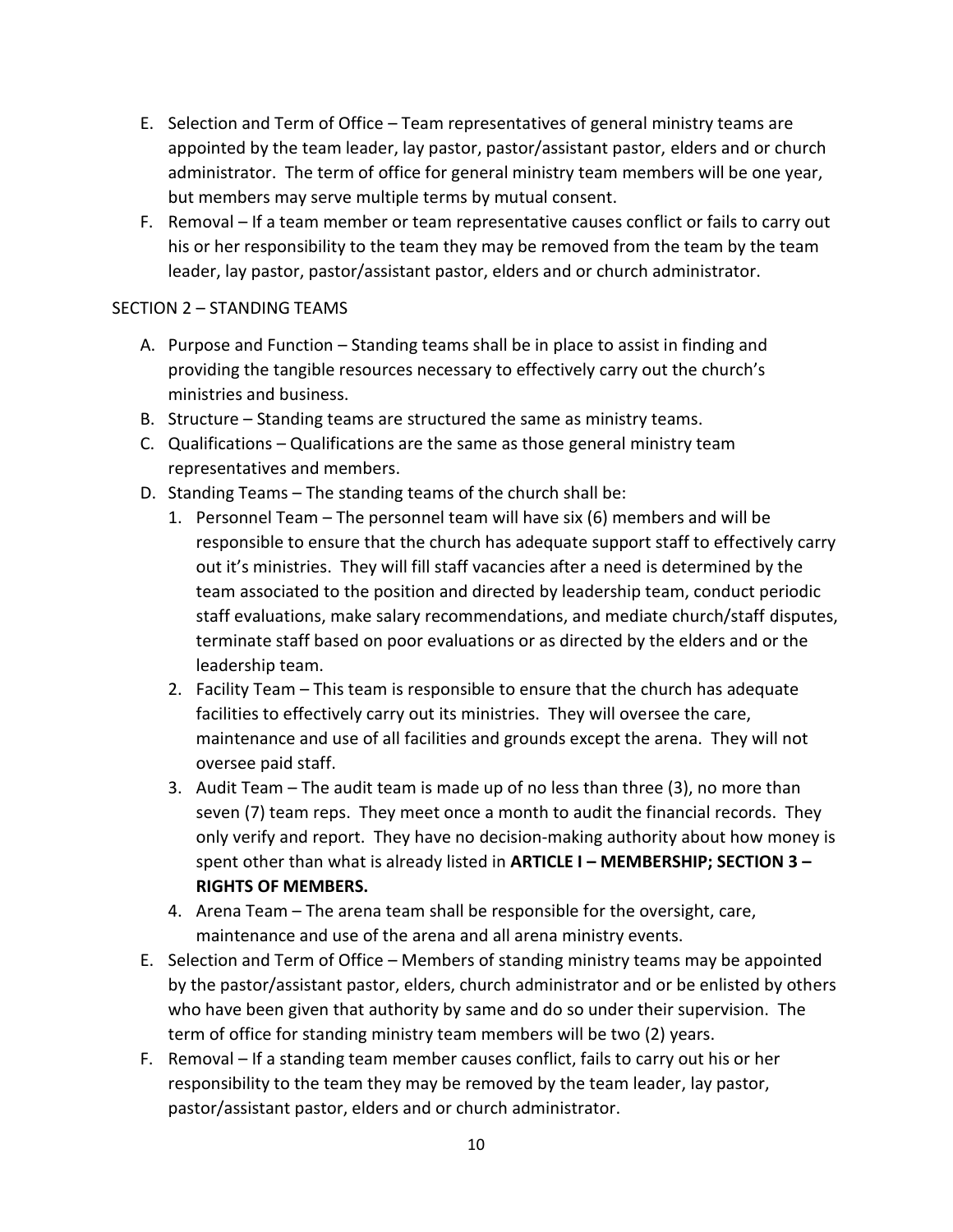E. Selection and Term of Office – Team representatives of general ministry teams are appointed by the team leader, lay pastor, pastor/assistant pastor, elders and or church administrator. The term of office for general ministry team members will be one year, but members may serve multiple terms by mutual consent.

F. Removal – If a team member or team representative causes conflict or fails to carry out his or her responsibility to the team they may be removed from the team by the team leader, lay pastor, pastor/assistant pastor, elders and or church administrator.

SECTION 2 – STANDING TEAMS

A. Purpose and Function – Standing teams shall be in place to assist in finding and providing the tangible resources necessary to effectively carry out the church's ministries and business.

B. Structure – Standing teams are structured the same as ministry teams.

C. Qualifications – Qualifications are the same as those general ministry team representatives and members.

D. Standing Teams – The standing teams of the church shall be:

1. Personnel Team – The personnel team will have six (6) members and will be responsible to ensure that the church has adequate support staff to effectively carry out it's ministries. They will fill staff vacancies after a need is determined by the team associated to the position and directed by leadership team, conduct periodic staff evaluations, make salary recommendations, and mediate church/staff disputes, terminate staff based on poor evaluations or as directed by the elders and or the leadership team.
2. Facility Team – This team is responsible to ensure that the church has adequate facilities to effectively carry out its ministries. They will oversee the care, maintenance and use of all facilities and grounds except the arena. They will not oversee paid staff.
3. Audit Team – The audit team is made up of no less than three (3), no more than seven (7) team reps. They meet once a month to audit the financial records. They only verify and report. They have no decision-making authority about how money is spent other than what is already listed in **ARTICLE I – MEMBERSHIP; SECTION 3 – RIGHTS OF MEMBERS.**
4. Arena Team – The arena team shall be responsible for the oversight, care, maintenance and use of the arena and all arena ministry events.

E. Selection and Term of Office – Members of standing ministry teams may be appointed by the pastor/assistant pastor, elders, church administrator and or be enlisted by others who have been given that authority by same and do so under their supervision. The term of office for standing ministry team members will be two (2) years.

F. Removal – If a standing team member causes conflict, fails to carry out his or her responsibility to the team they may be removed by the team leader, lay pastor, pastor/assistant pastor, elders and or church administrator.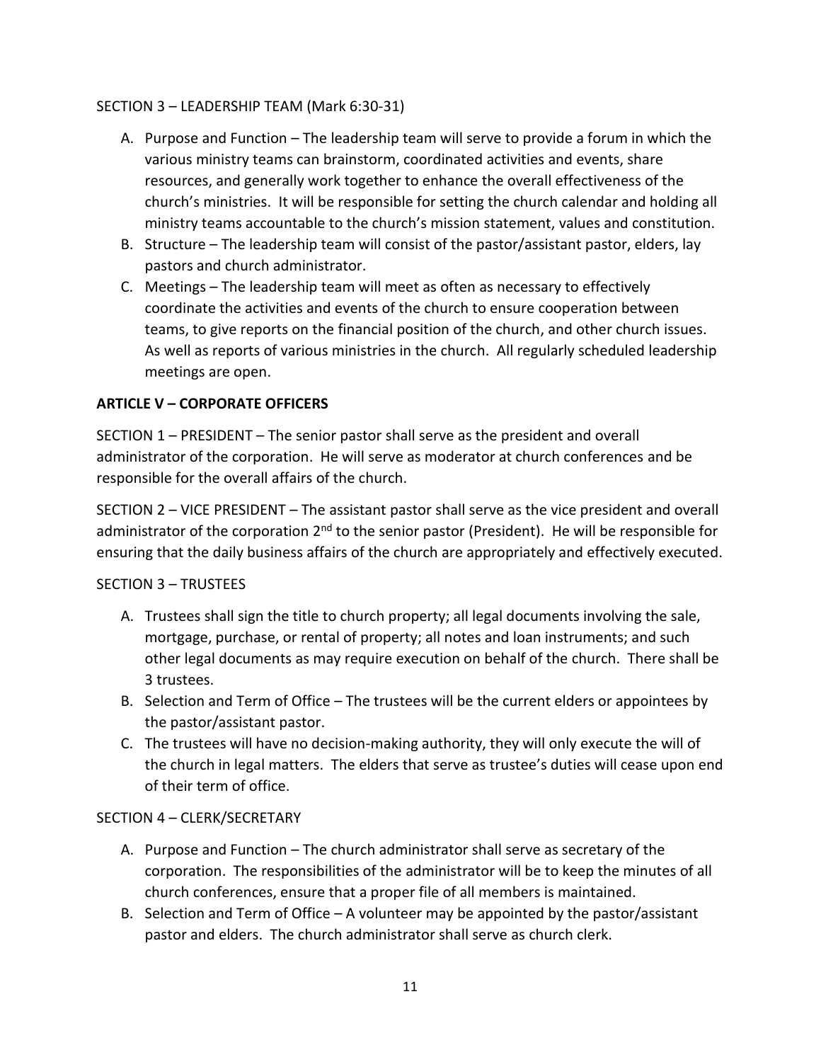SECTION 3 – LEADERSHIP TEAM (Mark 6:30-31)

A. Purpose and Function – The leadership team will serve to provide a forum in which the various ministry teams can brainstorm, coordinated activities and events, share resources, and generally work together to enhance the overall effectiveness of the church's ministries. It will be responsible for setting the church calendar and holding all ministry teams accountable to the church's mission statement, values and constitution.
B. Structure – The leadership team will consist of the pastor/assistant pastor, elders, lay pastors and church administrator.
C. Meetings – The leadership team will meet as often as necessary to effectively coordinate the activities and events of the church to ensure cooperation between teams, to give reports on the financial position of the church, and other church issues. As well as reports of various ministries in the church. All regularly scheduled leadership meetings are open.

**ARTICLE V – CORPORATE OFFICERS**

SECTION 1 – PRESIDENT – The senior pastor shall serve as the president and overall administrator of the corporation. He will serve as moderator at church conferences and be responsible for the overall affairs of the church.

SECTION 2 – VICE PRESIDENT – The assistant pastor shall serve as the vice president and overall administrator of the corporation 2nd to the senior pastor (President). He will be responsible for ensuring that the daily business affairs of the church are appropriately and effectively executed.

SECTION 3 – TRUSTEES

A. Trustees shall sign the title to church property; all legal documents involving the sale, mortgage, purchase, or rental of property; all notes and loan instruments; and such other legal documents as may require execution on behalf of the church. There shall be 3 trustees.
B. Selection and Term of Office – The trustees will be the current elders or appointees by the pastor/assistant pastor.
C. The trustees will have no decision-making authority, they will only execute the will of the church in legal matters. The elders that serve as trustee's duties will cease upon end of their term of office.

SECTION 4 – CLERK/SECRETARY

A. Purpose and Function – The church administrator shall serve as secretary of the corporation. The responsibilities of the administrator will be to keep the minutes of all church conferences, ensure that a proper file of all members is maintained.
B. Selection and Term of Office – A volunteer may be appointed by the pastor/assistant pastor and elders. The church administrator shall serve as church clerk.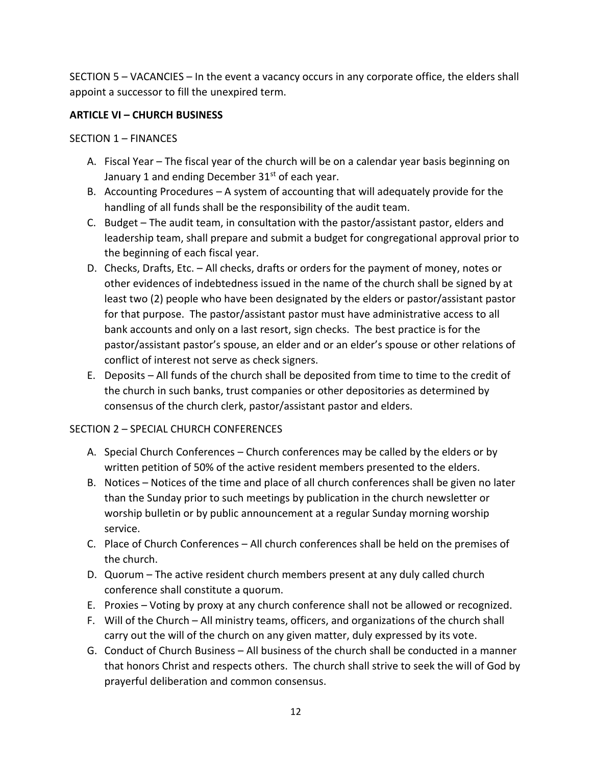SECTION 5 – VACANCIES – In the event a vacancy occurs in any corporate office, the elders shall appoint a successor to fill the unexpired term.

**ARTICLE VI – CHURCH BUSINESS**

SECTION 1 – FINANCES

A. Fiscal Year – The fiscal year of the church will be on a calendar year basis beginning on January 1 and ending December 31st of each year.
B. Accounting Procedures – A system of accounting that will adequately provide for the handling of all funds shall be the responsibility of the audit team.
C. Budget – The audit team, in consultation with the pastor/assistant pastor, elders and leadership team, shall prepare and submit a budget for congregational approval prior to the beginning of each fiscal year.
D. Checks, Drafts, Etc. – All checks, drafts or orders for the payment of money, notes or other evidences of indebtedness issued in the name of the church shall be signed by at least two (2) people who have been designated by the elders or pastor/assistant pastor for that purpose. The pastor/assistant pastor must have administrative access to all bank accounts and only on a last resort, sign checks. The best practice is for the pastor/assistant pastor's spouse, an elder and or an elder's spouse or other relations of conflict of interest not serve as check signers.
E. Deposits – All funds of the church shall be deposited from time to time to the credit of the church in such banks, trust companies or other depositories as determined by consensus of the church clerk, pastor/assistant pastor and elders.

SECTION 2 – SPECIAL CHURCH CONFERENCES

A. Special Church Conferences – Church conferences may be called by the elders or by written petition of 50% of the active resident members presented to the elders.
B. Notices – Notices of the time and place of all church conferences shall be given no later than the Sunday prior to such meetings by publication in the church newsletter or worship bulletin or by public announcement at a regular Sunday morning worship service.
C. Place of Church Conferences – All church conferences shall be held on the premises of the church.
D. Quorum – The active resident church members present at any duly called church conference shall constitute a quorum.
E. Proxies – Voting by proxy at any church conference shall not be allowed or recognized.
F. Will of the Church – All ministry teams, officers, and organizations of the church shall carry out the will of the church on any given matter, duly expressed by its vote.
G. Conduct of Church Business – All business of the church shall be conducted in a manner that honors Christ and respects others. The church shall strive to seek the will of God by prayerful deliberation and common consensus.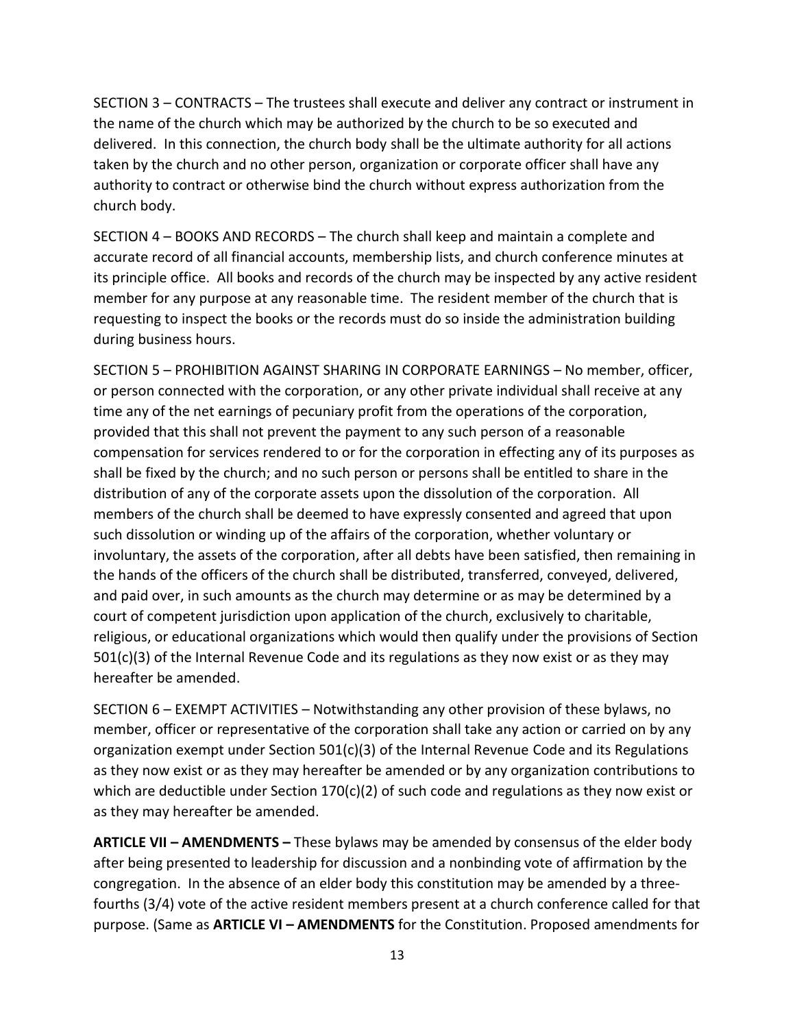SECTION 3 – CONTRACTS – The trustees shall execute and deliver any contract or instrument in the name of the church which may be authorized by the church to be so executed and delivered. In this connection, the church body shall be the ultimate authority for all actions taken by the church and no other person, organization or corporate officer shall have any authority to contract or otherwise bind the church without express authorization from the church body.

SECTION 4 – BOOKS AND RECORDS – The church shall keep and maintain a complete and accurate record of all financial accounts, membership lists, and church conference minutes at its principle office. All books and records of the church may be inspected by any active resident member for any purpose at any reasonable time. The resident member of the church that is requesting to inspect the books or the records must do so inside the administration building during business hours.

SECTION 5 – PROHIBITION AGAINST SHARING IN CORPORATE EARNINGS – No member, officer, or person connected with the corporation, or any other private individual shall receive at any time any of the net earnings of pecuniary profit from the operations of the corporation, provided that this shall not prevent the payment to any such person of a reasonable compensation for services rendered to or for the corporation in effecting any of its purposes as shall be fixed by the church; and no such person or persons shall be entitled to share in the distribution of any of the corporate assets upon the dissolution of the corporation. All members of the church shall be deemed to have expressly consented and agreed that upon such dissolution or winding up of the affairs of the corporation, whether voluntary or involuntary, the assets of the corporation, after all debts have been satisfied, then remaining in the hands of the officers of the church shall be distributed, transferred, conveyed, delivered, and paid over, in such amounts as the church may determine or as may be determined by a court of competent jurisdiction upon application of the church, exclusively to charitable, religious, or educational organizations which would then qualify under the provisions of Section 501(c)(3) of the Internal Revenue Code and its regulations as they now exist or as they may hereafter be amended.

SECTION 6 – EXEMPT ACTIVITIES – Notwithstanding any other provision of these bylaws, no member, officer or representative of the corporation shall take any action or carried on by any organization exempt under Section 501(c)(3) of the Internal Revenue Code and its Regulations as they now exist or as they may hereafter be amended or by any organization contributions to which are deductible under Section 170(c)(2) of such code and regulations as they now exist or as they may hereafter be amended.

**ARTICLE VII – AMENDMENTS –** These bylaws may be amended by consensus of the elder body after being presented to leadership for discussion and a nonbinding vote of affirmation by the congregation. In the absence of an elder body this constitution may be amended by a three-fourths (3/4) vote of the active resident members present at a church conference called for that purpose. (Same as **ARTICLE VI – AMENDMENTS** for the Constitution. Proposed amendments for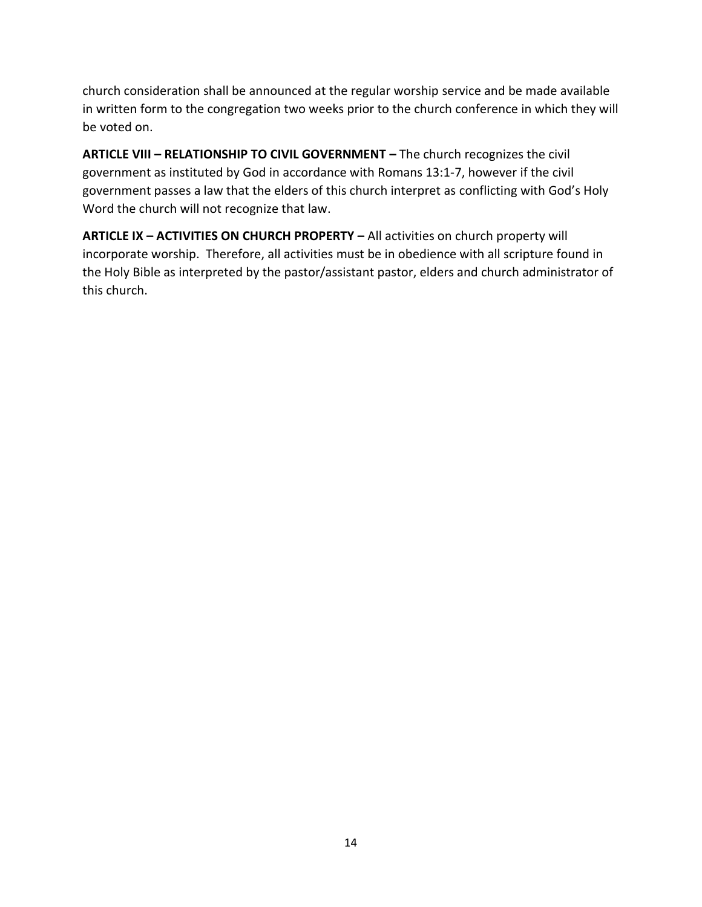church consideration shall be announced at the regular worship service and be made available in written form to the congregation two weeks prior to the church conference in which they will be voted on.

**ARTICLE VIII – RELATIONSHIP TO CIVIL GOVERNMENT –** The church recognizes the civil government as instituted by God in accordance with Romans 13:1-7, however if the civil government passes a law that the elders of this church interpret as conflicting with God's Holy Word the church will not recognize that law.

**ARTICLE IX – ACTIVITIES ON CHURCH PROPERTY –** All activities on church property will incorporate worship. Therefore, all activities must be in obedience with all scripture found in the Holy Bible as interpreted by the pastor/assistant pastor, elders and church administrator of this church.